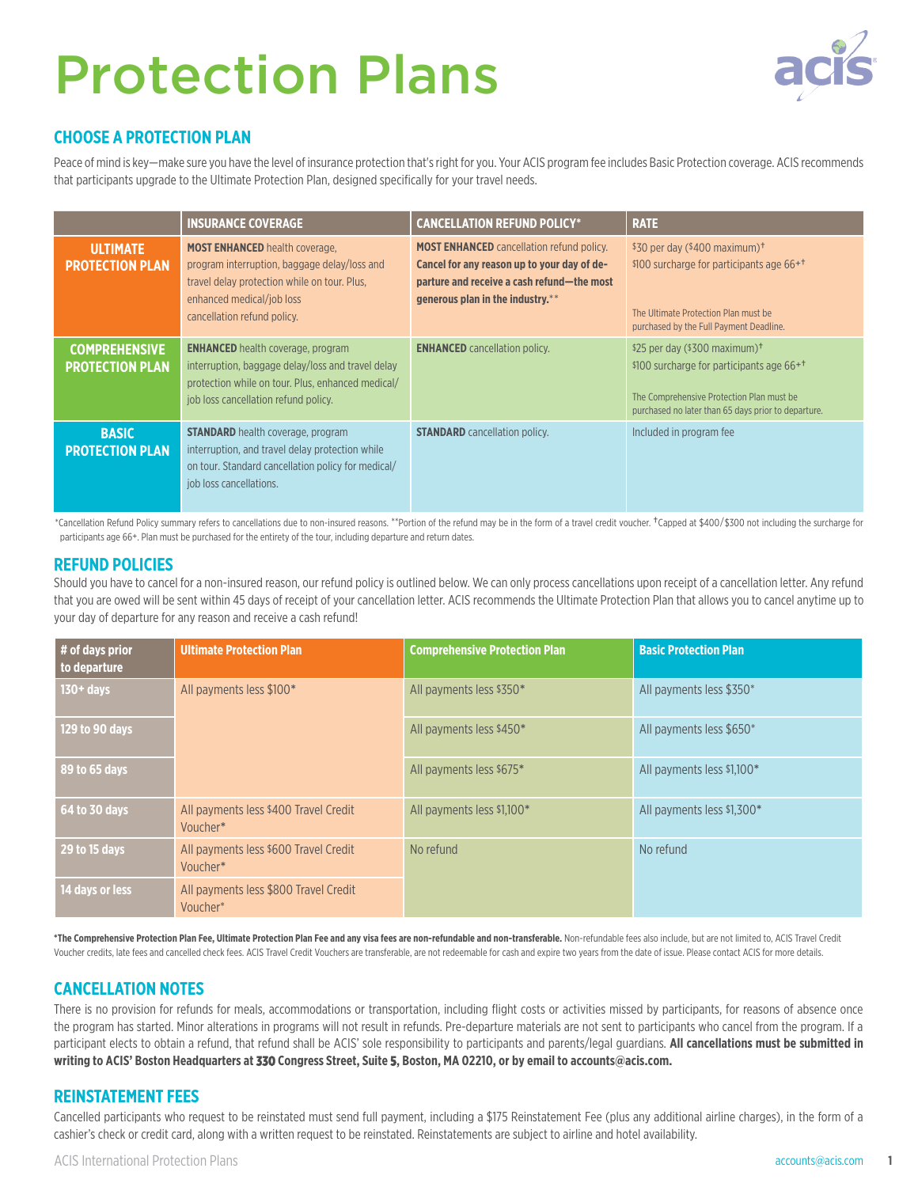# Protection Plans

## CHOOSE A PROTECTION PLAN

Peace of mind is key—make sure you have the level of insurance protection that's right for you. Your ACIS program fee includes Basic Protection coverage. ACIS recommends that participants upgrade to the Ultimate Protection Plan, designed specifically for your travel needs.

| | INSURANCE COVERAGE | CANCELLATION REFUND POLICY* | RATE |
|---|---|---|---|
| **ULTIMATE PROTECTION PLAN** | **MOST ENHANCED** health coverage, program interruption, baggage delay/loss and travel delay protection while on tour. Plus, enhanced medical/job loss cancellation refund policy. | **MOST ENHANCED** cancellation refund policy. **Cancel for any reason up to your day of departure and receive a cash refund—the most generous plan in the industry.**** | $30 per day ($400 maximum)† $100 surcharge for participants age 66+† The Ultimate Protection Plan must be purchased by the Full Payment Deadline. |
| **COMPREHENSIVE PROTECTION PLAN** | **ENHANCED** health coverage, program interruption, baggage delay/loss and travel delay protection while on tour. Plus, enhanced medical/job loss cancellation refund policy. | **ENHANCED** cancellation policy. | $25 per day ($300 maximum)† $100 surcharge for participants age 66+† The Comprehensive Protection Plan must be purchased no later than 65 days prior to departure. |
| **BASIC PROTECTION PLAN** | **STANDARD** health coverage, program interruption, and travel delay protection while on tour. Standard cancellation policy for medical/job loss cancellations. | **STANDARD** cancellation policy. | Included in program fee |

*Cancellation Refund Policy summary refers to cancellations due to non-insured reasons. **Portion of the refund may be in the form of a travel credit voucher. †Capped at $400/$300 not including the surcharge for participants age 66+. Plan must be purchased for the entirety of the tour, including departure and return dates.

## REFUND POLICIES

Should you have to cancel for a non-insured reason, our refund policy is outlined below. We can only process cancellations upon receipt of a cancellation letter. Any refund that you are owed will be sent within 45 days of receipt of your cancellation letter. ACIS recommends the Ultimate Protection Plan that allows you to cancel anytime up to your day of departure for any reason and receive a cash refund!

| # of days prior to departure | Ultimate Protection Plan | Comprehensive Protection Plan | Basic Protection Plan |
|---|---|---|---|
| 130+ days | All payments less $100* | All payments less $350* | All payments less $350* |
| 129 to 90 days | | All payments less $450* | All payments less $650* |
| 89 to 65 days | | All payments less $675* | All payments less $1,100* |
| 64 to 30 days | All payments less $400 Travel Credit Voucher* | All payments less $1,100* | All payments less $1,300* |
| 29 to 15 days | All payments less $600 Travel Credit Voucher* | No refund | No refund |
| 14 days or less | All payments less $800 Travel Credit Voucher* | | |

***The Comprehensive Protection Plan Fee, Ultimate Protection Plan Fee and any visa fees are non-refundable and non-transferable.** Non-refundable fees also include, but are not limited to, ACIS Travel Credit Voucher credits, late fees and cancelled check fees. ACIS Travel Credit Vouchers are transferable, are not redeemable for cash and expire two years from the date of issue. Please contact ACIS for more details.

## CANCELLATION NOTES

There is no provision for refunds for meals, accommodations or transportation, including flight costs or activities missed by participants, for reasons of absence once the program has started. Minor alterations in programs will not result in refunds. Pre-departure materials are not sent to participants who cancel from the program. If a participant elects to obtain a refund, that refund shall be ACIS' sole responsibility to participants and parents/legal guardians. **All cancellations must be submitted in writing to ACIS' Boston Headquarters at 330 Congress Street, Suite 5, Boston, MA 02210, or by email to accounts@acis.com.**

## REINSTATEMENT FEES

Cancelled participants who request to be reinstated must send full payment, including a $175 Reinstatement Fee (plus any additional airline charges), in the form of a cashier's check or credit card, along with a written request to be reinstated. Reinstatements are subject to airline and hotel availability.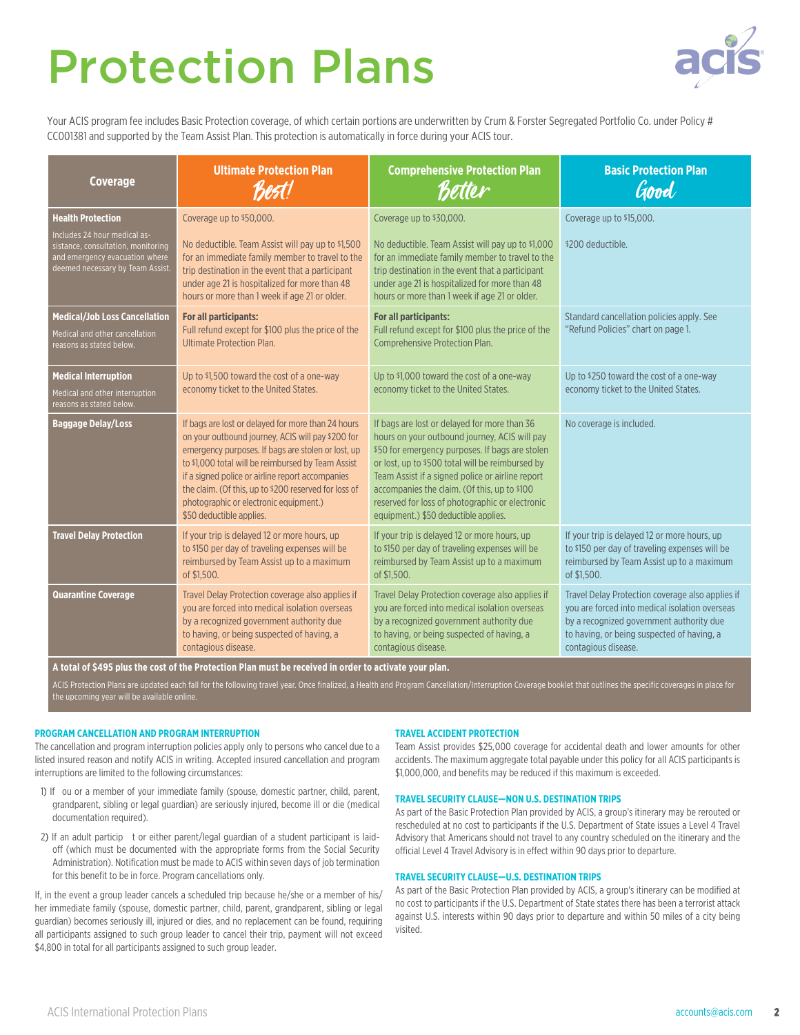# Protection Plans

Your ACIS program fee includes Basic Protection coverage, of which certain portions are underwritten by Crum & Forster Segregated Portfolio Co. under Policy # CC001381 and supported by the Team Assist Plan. This protection is automatically in force during your ACIS tour.

| Coverage | Ultimate Protection Plan *Best!* | Comprehensive Protection Plan *Better* | Basic Protection Plan *Good* |
|---|---|---|---|
| **Health Protection** Includes 24 hour medical assistance, consultation, monitoring and emergency evacuation where deemed necessary by Team Assist. | Coverage up to $50,000. No deductible. Team Assist will pay up to $1,500 for an immediate family member to travel to the trip destination in the event that a participant under age 21 is hospitalized for more than 48 hours or more than 1 week if age 21 or older. | Coverage up to $30,000. No deductible. Team Assist will pay up to $1,000 for an immediate family member to travel to the trip destination in the event that a participant under age 21 is hospitalized for more than 48 hours or more than 1 week if age 21 or older. | Coverage up to $15,000. $200 deductible. |
| **Medical/Job Loss Cancellation** Medical and other cancellation reasons as stated below. | **For all participants:** Full refund except for $100 plus the price of the Ultimate Protection Plan. | **For all participants:** Full refund except for $100 plus the price of the Comprehensive Protection Plan. | Standard cancellation policies apply. See "Refund Policies" chart on page 1. |
| **Medical Interruption** Medical and other interruption reasons as stated below. | Up to $1,500 toward the cost of a one-way economy ticket to the United States. | Up to $1,000 toward the cost of a one-way economy ticket to the United States. | Up to $250 toward the cost of a one-way economy ticket to the United States. |
| **Baggage Delay/Loss** | If bags are lost or delayed for more than 24 hours on your outbound journey, ACIS will pay $200 for emergency purposes. If bags are stolen or lost, up to $1,000 total will be reimbursed by Team Assist if a signed police or airline report accompanies the claim. (Of this, up to $200 reserved for loss of photographic or electronic equipment.) $50 deductible applies. | If bags are lost or delayed for more than 36 hours on your outbound journey, ACIS will pay $50 for emergency purposes. If bags are stolen or lost, up to $500 total will be reimbursed by Team Assist if a signed police or airline report accompanies the claim. (Of this, up to $100 reserved for loss of photographic or electronic equipment.) $50 deductible applies. | No coverage is included. |
| **Travel Delay Protection** | If your trip is delayed 12 or more hours, up to $150 per day of traveling expenses will be reimbursed by Team Assist up to a maximum of $1,500. | If your trip is delayed 12 or more hours, up to $150 per day of traveling expenses will be reimbursed by Team Assist up to a maximum of $1,500. | If your trip is delayed 12 or more hours, up to $150 per day of traveling expenses will be reimbursed by Team Assist up to a maximum of $1,500. |
| **Quarantine Coverage** | Travel Delay Protection coverage also applies if you are forced into medical isolation overseas by a recognized government authority due to having, or being suspected of having, a contagious disease. | Travel Delay Protection coverage also applies if you are forced into medical isolation overseas by a recognized government authority due to having, or being suspected of having, a contagious disease. | Travel Delay Protection coverage also applies if you are forced into medical isolation overseas by a recognized government authority due to having, or being suspected of having, a contagious disease. |

**A total of $495 plus the cost of the Protection Plan must be received in order to activate your plan.**

ACIS Protection Plans are updated each fall for the following travel year. Once finalized, a Health and Program Cancellation/Interruption Coverage booklet that outlines the specific coverages in place for the upcoming year will be available online.

### PROGRAM CANCELLATION AND PROGRAM INTERRUPTION

The cancellation and program interruption policies apply only to persons who cancel due to a listed insured reason and notify ACIS in writing. Accepted insured cancellation and program interruptions are limited to the following circumstances:

1) If ou or a member of your immediate family (spouse, domestic partner, child, parent, grandparent, sibling or legal guardian) are seriously injured, become ill or die (medical documentation required).
2) If an adult particip t or either parent/legal guardian of a student participant is laid-off (which must be documented with the appropriate forms from the Social Security Administration). Notification must be made to ACIS within seven days of job termination for this benefit to be in force. Program cancellations only.

If, in the event a group leader cancels a scheduled trip because he/she or a member of his/her immediate family (spouse, domestic partner, child, parent, grandparent, sibling or legal guardian) becomes seriously ill, injured or dies, and no replacement can be found, requiring all participants assigned to such group leader to cancel their trip, payment will not exceed $4,800 in total for all participants assigned to such group leader.

### TRAVEL ACCIDENT PROTECTION

Team Assist provides $25,000 coverage for accidental death and lower amounts for other accidents. The maximum aggregate total payable under this policy for all ACIS participants is $1,000,000, and benefits may be reduced if this maximum is exceeded.

### TRAVEL SECURITY CLAUSE—NON U.S. DESTINATION TRIPS

As part of the Basic Protection Plan provided by ACIS, a group's itinerary may be rerouted or rescheduled at no cost to participants if the U.S. Department of State issues a Level 4 Travel Advisory that Americans should not travel to any country scheduled on the itinerary and the official Level 4 Travel Advisory is in effect within 90 days prior to departure.

### TRAVEL SECURITY CLAUSE—U.S. DESTINATION TRIPS

As part of the Basic Protection Plan provided by ACIS, a group's itinerary can be modified at no cost to participants if the U.S. Department of State states there has been a terrorist attack against U.S. interests within 90 days prior to departure and within 50 miles of a city being visited.